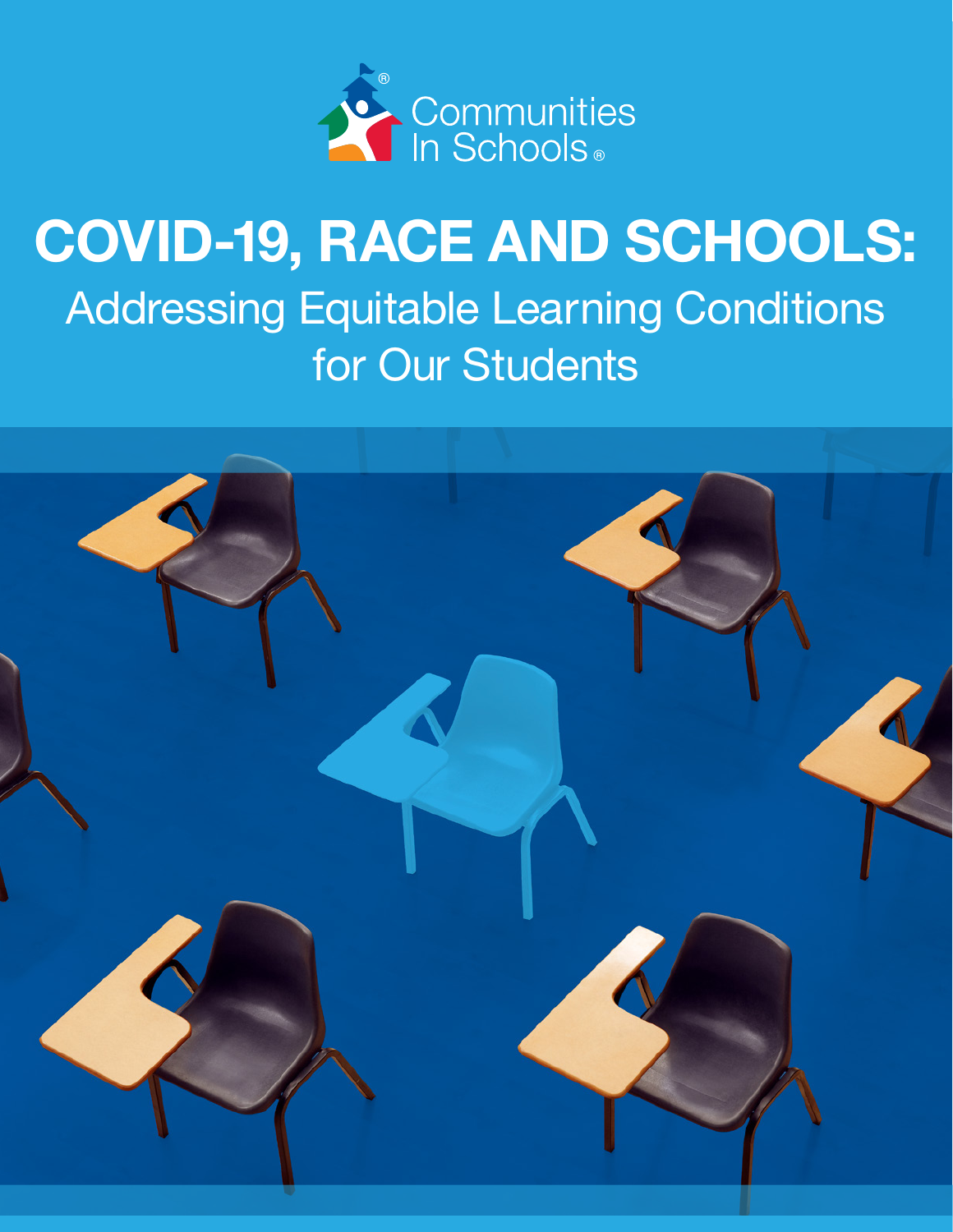Communities In Schools®

# COVID-19, RACE AND SCHOOLS:

## Addressing Equitable Learning Conditions for Our Students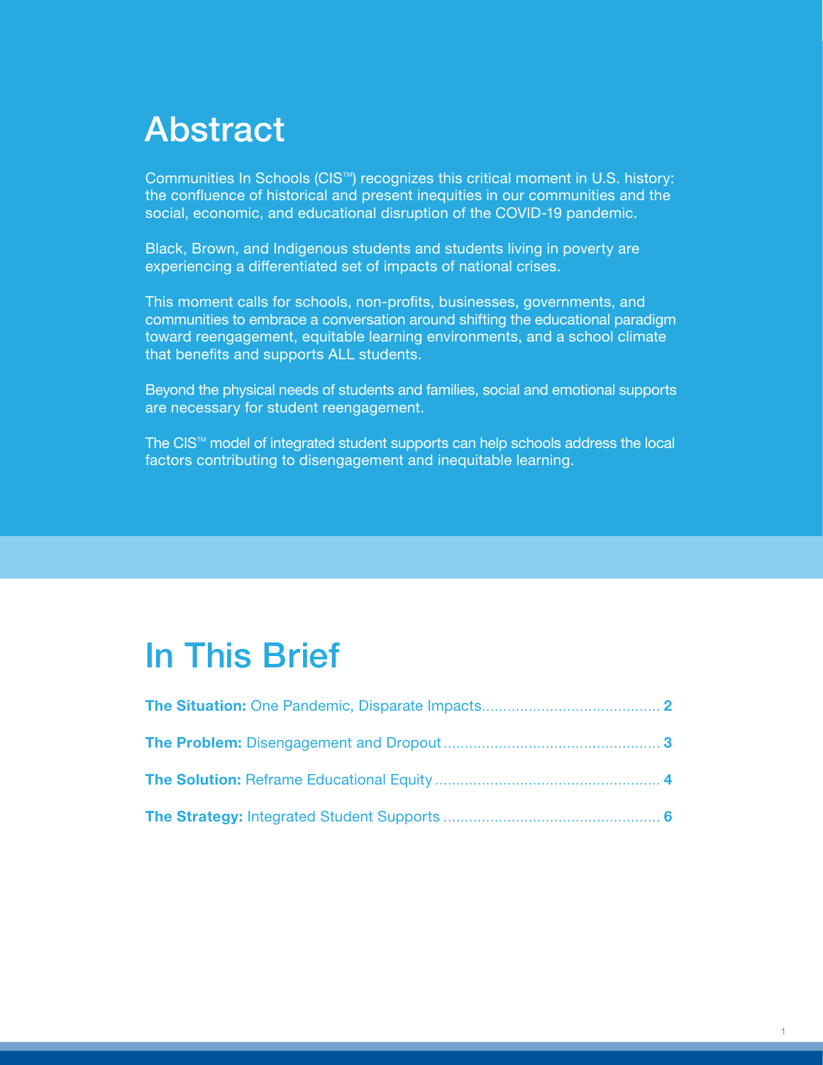# Abstract

Communities In Schools (CIS™) recognizes this critical moment in U.S. history: the confluence of historical and present inequities in our communities and the social, economic, and educational disruption of the COVID-19 pandemic.

Black, Brown, and Indigenous students and students living in poverty are experiencing a differentiated set of impacts of national crises.

This moment calls for schools, non-profits, businesses, governments, and communities to embrace a conversation around shifting the educational paradigm toward reengagement, equitable learning environments, and a school climate that benefits and supports ALL students.

Beyond the physical needs of students and families, social and emotional supports are necessary for student reengagement.

The CIS™ model of integrated student supports can help schools address the local factors contributing to disengagement and inequitable learning.

# In This Brief

**The Situation:** One Pandemic, Disparate Impacts ......................................... **2**

**The Problem:** Disengagement and Dropout .................................................. **3**

**The Solution:** Reframe Educational Equity .................................................... **4**

**The Strategy:** Integrated Student Supports .................................................. **6**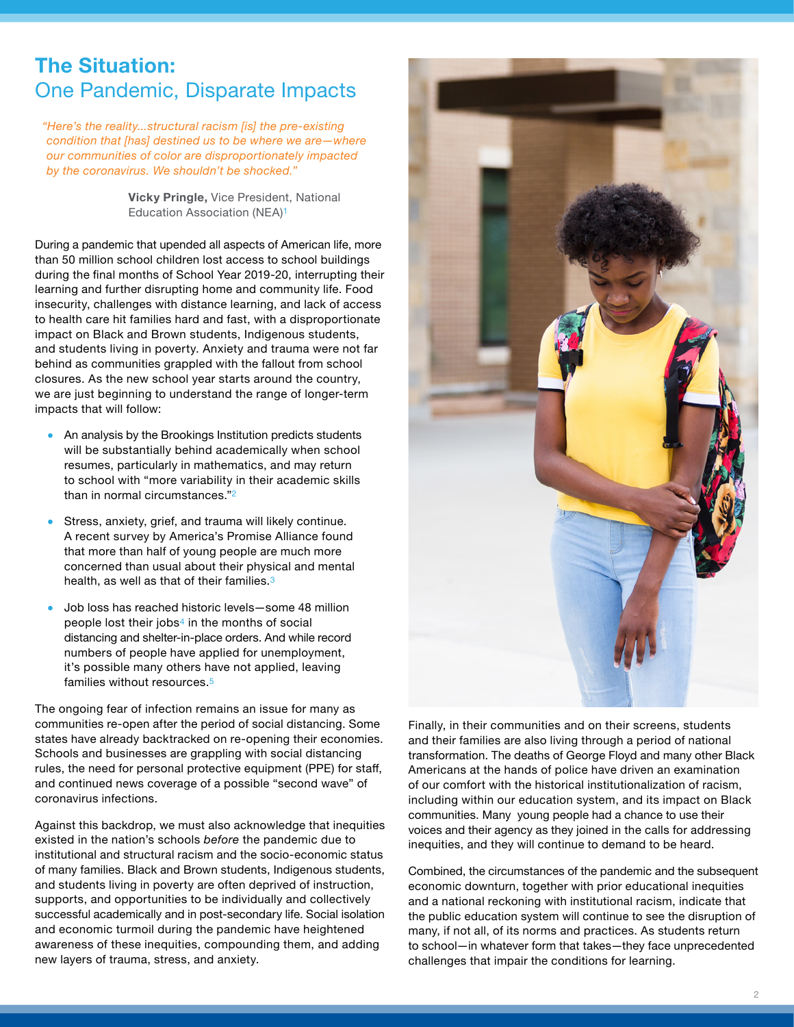# The Situation:
## One Pandemic, Disparate Impacts

> *"Here's the reality...structural racism [is] the pre-existing condition that [has] destined us to be where we are—where our communities of color are disproportionately impacted by the coronavirus. We shouldn't be shocked."*
>
> **Vicky Pringle,** Vice President, National Education Association (NEA)[1]

During a pandemic that upended all aspects of American life, more than 50 million school children lost access to school buildings during the final months of School Year 2019-20, interrupting their learning and further disrupting home and community life. Food insecurity, challenges with distance learning, and lack of access to health care hit families hard and fast, with a disproportionate impact on Black and Brown students, Indigenous students, and students living in poverty. Anxiety and trauma were not far behind as communities grappled with the fallout from school closures. As the new school year starts around the country, we are just beginning to understand the range of longer-term impacts that will follow:

- An analysis by the Brookings Institution predicts students will be substantially behind academically when school resumes, particularly in mathematics, and may return to school with "more variability in their academic skills than in normal circumstances."[2]
- Stress, anxiety, grief, and trauma will likely continue. A recent survey by America's Promise Alliance found that more than half of young people are much more concerned than usual about their physical and mental health, as well as that of their families.[3]
- Job loss has reached historic levels—some 48 million people lost their jobs[4] in the months of social distancing and shelter-in-place orders. And while record numbers of people have applied for unemployment, it's possible many others have not applied, leaving families without resources.[5]

The ongoing fear of infection remains an issue for many as communities re-open after the period of social distancing. Some states have already backtracked on re-opening their economies. Schools and businesses are grappling with social distancing rules, the need for personal protective equipment (PPE) for staff, and continued news coverage of a possible "second wave" of coronavirus infections.

Against this backdrop, we must also acknowledge that inequities existed in the nation's schools *before* the pandemic due to institutional and structural racism and the socio-economic status of many families. Black and Brown students, Indigenous students, and students living in poverty are often deprived of instruction, supports, and opportunities to be individually and collectively successful academically and in post-secondary life. Social isolation and economic turmoil during the pandemic have heightened awareness of these inequities, compounding them, and adding new layers of trauma, stress, and anxiety.

Finally, in their communities and on their screens, students and their families are also living through a period of national transformation. The deaths of George Floyd and many other Black Americans at the hands of police have driven an examination of our comfort with the historical institutionalization of racism, including within our education system, and its impact on Black communities. Many young people had a chance to use their voices and their agency as they joined in the calls for addressing inequities, and they will continue to demand to be heard.

Combined, the circumstances of the pandemic and the subsequent economic downturn, together with prior educational inequities and a national reckoning with institutional racism, indicate that the public education system will continue to see the disruption of many, if not all, of its norms and practices. As students return to school—in whatever form that takes—they face unprecedented challenges that impair the conditions for learning.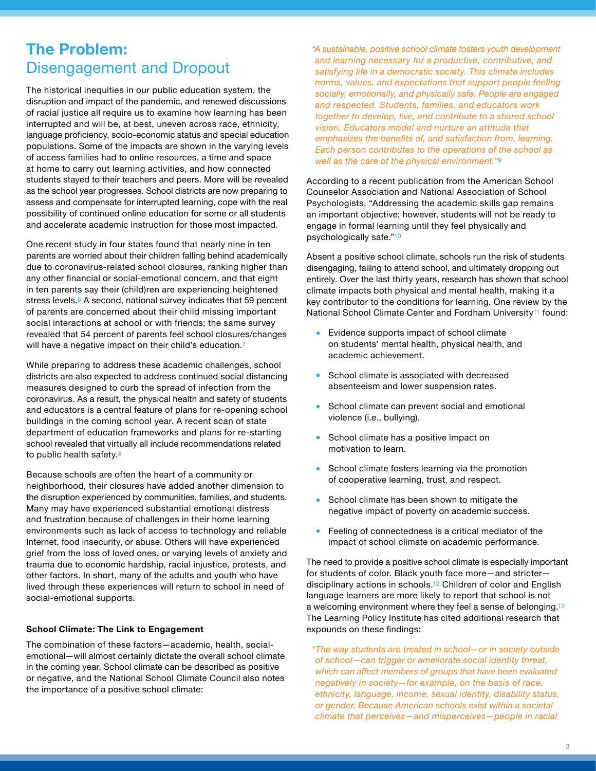## The Problem: Disengagement and Dropout

The historical inequities in our public education system, the disruption and impact of the pandemic, and renewed discussions of racial justice all require us to examine how learning has been interrupted and will be, at best, uneven across race, ethnicity, language proficiency, socio-economic status and special education populations. Some of the impacts are shown in the varying levels of access families had to online resources, a time and space at home to carry out learning activities, and how connected students stayed to their teachers and peers. More will be revealed as the school year progresses. School districts are now preparing to assess and compensate for interrupted learning, cope with the real possibility of continued online education for some or all students and accelerate academic instruction for those most impacted.

One recent study in four states found that nearly nine in ten parents are worried about their children falling behind academically due to coronavirus-related school closures, ranking higher than any other financial or social-emotional concern, and that eight in ten parents say their (child)ren are experiencing heightened stress levels.[6] A second, national survey indicates that 59 percent of parents are concerned about their child missing important social interactions at school or with friends; the same survey revealed that 54 percent of parents feel school closures/changes will have a negative impact on their child's education.[7]

While preparing to address these academic challenges, school districts are also expected to address continued social distancing measures designed to curb the spread of infection from the coronavirus. As a result, the physical health and safety of students and educators is a central feature of plans for re-opening school buildings in the coming school year. A recent scan of state department of education frameworks and plans for re-starting school revealed that virtually all include recommendations related to public health safety.[8]

Because schools are often the heart of a community or neighborhood, their closures have added another dimension to the disruption experienced by communities, families, and students. Many may have experienced substantial emotional distress and frustration because of challenges in their home learning environments such as lack of access to technology and reliable Internet, food insecurity, or abuse. Others will have experienced grief from the loss of loved ones, or varying levels of anxiety and trauma due to economic hardship, racial injustice, protests, and other factors. In short, many of the adults and youth who have lived through these experiences will return to school in need of social-emotional supports.

### School Climate: The Link to Engagement

The combination of these factors—academic, health, social-emotional—will almost certainly dictate the overall school climate in the coming year. School climate can be described as positive or negative, and the National School Climate Council also notes the importance of a positive school climate:

*"A sustainable, positive school climate fosters youth development and learning necessary for a productive, contributive, and satisfying life in a democratic society. This climate includes norms, values, and expectations that support people feeling socially, emotionally, and physically safe. People are engaged and respected. Students, families, and educators work together to develop, live, and contribute to a shared school vision. Educators model and nurture an attitude that emphasizes the benefits of, and satisfaction from, learning. Each person contributes to the operations of the school as well as the care of the physical environment."*[9]

According to a recent publication from the American School Counselor Association and National Association of School Psychologists, "Addressing the academic skills gap remains an important objective; however, students will not be ready to engage in formal learning until they feel physically and psychologically safe."[10]

Absent a positive school climate, schools run the risk of students disengaging, failing to attend school, and ultimately dropping out entirely. Over the last thirty years, research has shown that school climate impacts both physical and mental health, making it a key contributor to the conditions for learning. One review by the National School Climate Center and Fordham University[11] found:

- Evidence supports impact of school climate on students' mental health, physical health, and academic achievement.
- School climate is associated with decreased absenteeism and lower suspension rates.
- School climate can prevent social and emotional violence (i.e., bullying).
- School climate has a positive impact on motivation to learn.
- School climate fosters learning via the promotion of cooperative learning, trust, and respect.
- School climate has been shown to mitigate the negative impact of poverty on academic success.
- Feeling of connectedness is a critical mediator of the impact of school climate on academic performance.

The need to provide a positive school climate is especially important for students of color. Black youth face more—and stricter—disciplinary actions in schools.[12] Children of color and English language learners are more likely to report that school is not a welcoming environment where they feel a sense of belonging.[13] The Learning Policy Institute has cited additional research that expounds on these findings:

*"The way students are treated in school—or in society outside of school—can trigger or ameliorate social identity threat, which can affect members of groups that have been evaluated negatively in society—for example, on the basis of race, ethnicity, language, income, sexual identity, disability status, or gender. Because American schools exist within a societal climate that perceives—and misperceives—people in racial*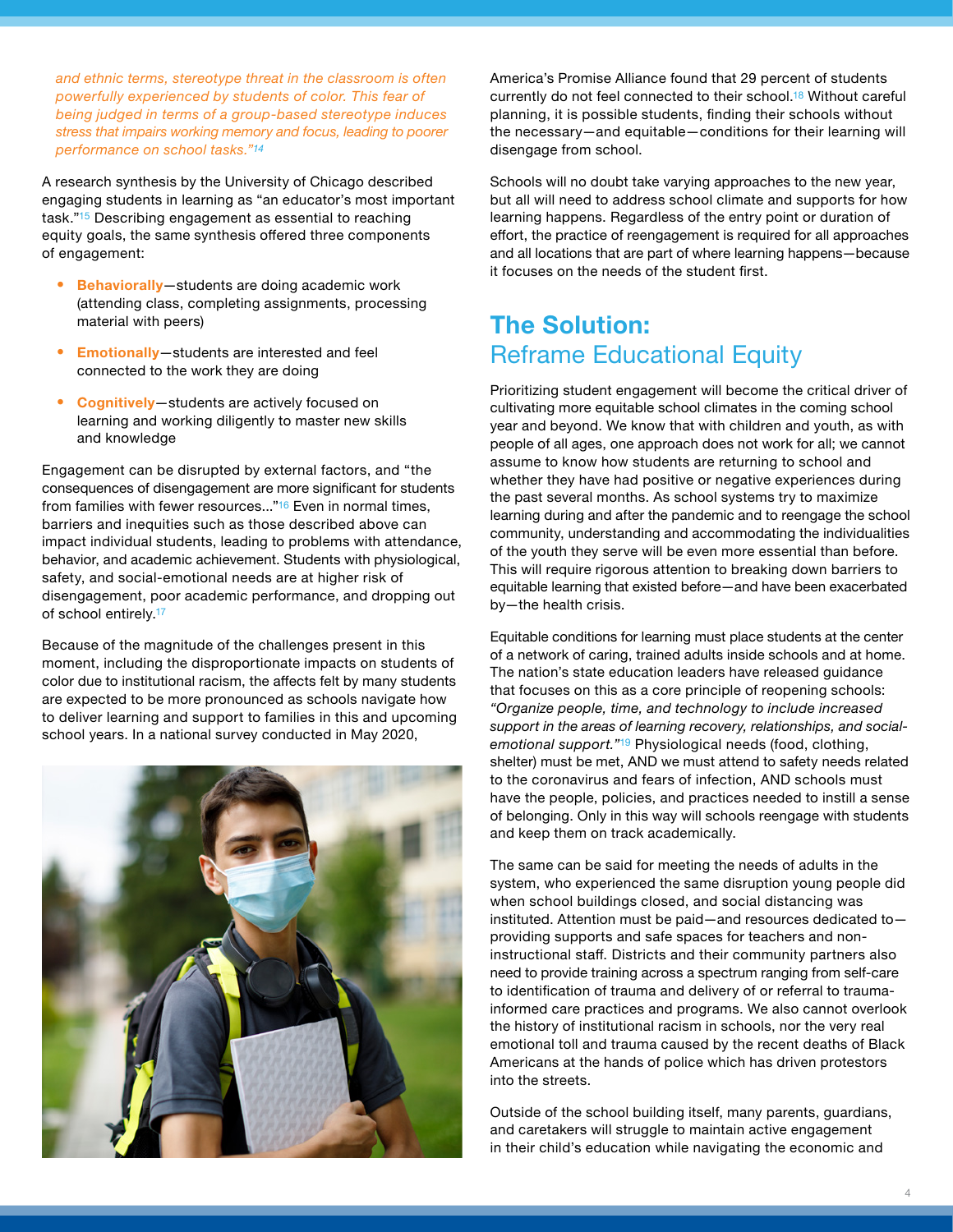*and ethnic terms, stereotype threat in the classroom is often powerfully experienced by students of color. This fear of being judged in terms of a group-based stereotype induces stress that impairs working memory and focus, leading to poorer performance on school tasks."[14]*

A research synthesis by the University of Chicago described engaging students in learning as "an educator's most important task."[15] Describing engagement as essential to reaching equity goals, the same synthesis offered three components of engagement:

- **Behaviorally**—students are doing academic work (attending class, completing assignments, processing material with peers)
- **Emotionally**—students are interested and feel connected to the work they are doing
- **Cognitively**—students are actively focused on learning and working diligently to master new skills and knowledge

Engagement can be disrupted by external factors, and "the consequences of disengagement are more significant for students from families with fewer resources..."[16] Even in normal times, barriers and inequities such as those described above can impact individual students, leading to problems with attendance, behavior, and academic achievement. Students with physiological, safety, and social-emotional needs are at higher risk of disengagement, poor academic performance, and dropping out of school entirely.[17]

Because of the magnitude of the challenges present in this moment, including the disproportionate impacts on students of color due to institutional racism, the affects felt by many students are expected to be more pronounced as schools navigate how to deliver learning and support to families in this and upcoming school years. In a national survey conducted in May 2020, America's Promise Alliance found that 29 percent of students currently do not feel connected to their school.[18] Without careful planning, it is possible students, finding their schools without the necessary—and equitable—conditions for their learning will disengage from school.

Schools will no doubt take varying approaches to the new year, but all will need to address school climate and supports for how learning happens. Regardless of the entry point or duration of effort, the practice of reengagement is required for all approaches and all locations that are part of where learning happens—because it focuses on the needs of the student first.

## The Solution: Reframe Educational Equity

Prioritizing student engagement will become the critical driver of cultivating more equitable school climates in the coming school year and beyond. We know that with children and youth, as with people of all ages, one approach does not work for all; we cannot assume to know how students are returning to school and whether they have had positive or negative experiences during the past several months. As school systems try to maximize learning during and after the pandemic and to reengage the school community, understanding and accommodating the individualities of the youth they serve will be even more essential than before. This will require rigorous attention to breaking down barriers to equitable learning that existed before—and have been exacerbated by—the health crisis.

Equitable conditions for learning must place students at the center of a network of caring, trained adults inside schools and at home. The nation's state education leaders have released guidance that focuses on this as a core principle of reopening schools: *"Organize people, time, and technology to include increased support in the areas of learning recovery, relationships, and social-emotional support."*[19] Physiological needs (food, clothing, shelter) must be met, AND we must attend to safety needs related to the coronavirus and fears of infection, AND schools must have the people, policies, and practices needed to instill a sense of belonging. Only in this way will schools reengage with students and keep them on track academically.

The same can be said for meeting the needs of adults in the system, who experienced the same disruption young people did when school buildings closed, and social distancing was instituted. Attention must be paid—and resources dedicated to—providing supports and safe spaces for teachers and non-instructional staff. Districts and their community partners also need to provide training across a spectrum ranging from self-care to identification of trauma and delivery of or referral to trauma-informed care practices and programs. We also cannot overlook the history of institutional racism in schools, nor the very real emotional toll and trauma caused by the recent deaths of Black Americans at the hands of police which has driven protestors into the streets.

Outside of the school building itself, many parents, guardians, and caretakers will struggle to maintain active engagement in their child's education while navigating the economic and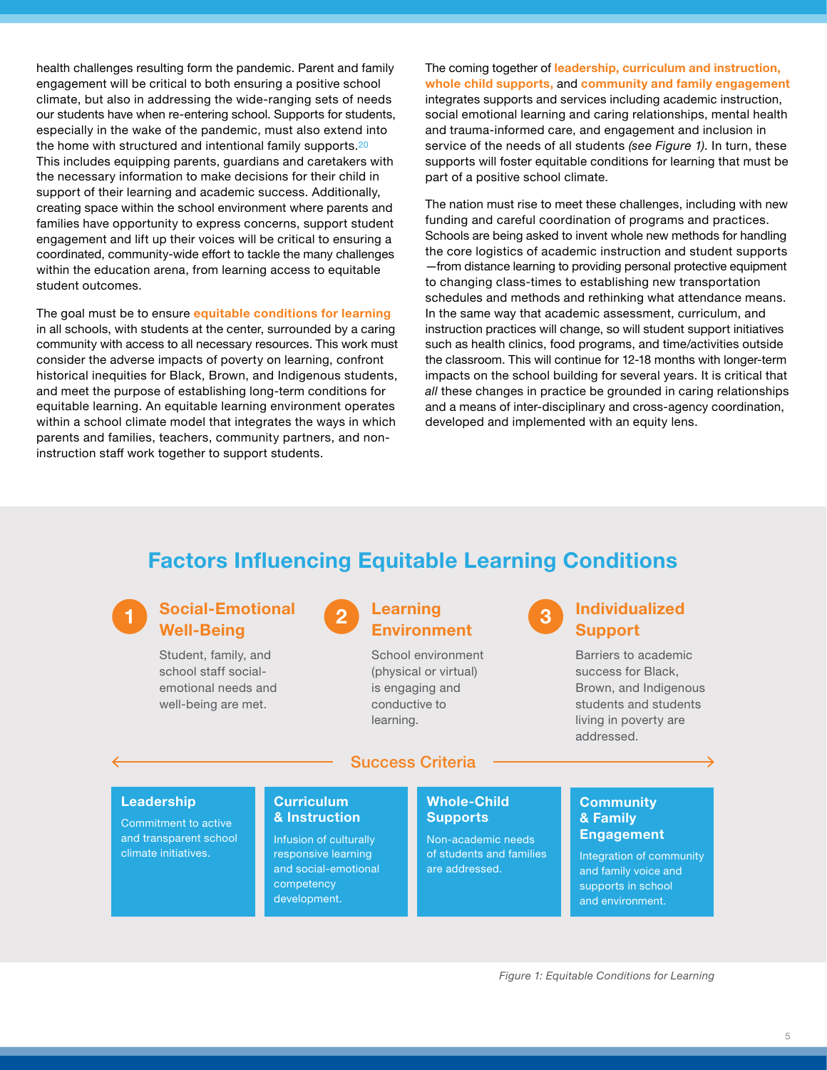health challenges resulting form the pandemic. Parent and family engagement will be critical to both ensuring a positive school climate, but also in addressing the wide-ranging sets of needs our students have when re-entering school. Supports for students, especially in the wake of the pandemic, must also extend into the home with structured and intentional family supports.[20] This includes equipping parents, guardians and caretakers with the necessary information to make decisions for their child in support of their learning and academic success. Additionally, creating space within the school environment where parents and families have opportunity to express concerns, support student engagement and lift up their voices will be critical to ensuring a coordinated, community-wide effort to tackle the many challenges within the education arena, from learning access to equitable student outcomes.

The goal must be to ensure **equitable conditions for learning** in all schools, with students at the center, surrounded by a caring community with access to all necessary resources. This work must consider the adverse impacts of poverty on learning, confront historical inequities for Black, Brown, and Indigenous students, and meet the purpose of establishing long-term conditions for equitable learning. An equitable learning environment operates within a school climate model that integrates the ways in which parents and families, teachers, community partners, and non-instruction staff work together to support students.

The coming together of **leadership, curriculum and instruction, whole child supports,** and **community and family engagement** integrates supports and services including academic instruction, social emotional learning and caring relationships, mental health and trauma-informed care, and engagement and inclusion in service of the needs of all students *(see Figure 1)*. In turn, these supports will foster equitable conditions for learning that must be part of a positive school climate.

The nation must rise to meet these challenges, including with new funding and careful coordination of programs and practices. Schools are being asked to invent whole new methods for handling the core logistics of academic instruction and student supports—from distance learning to providing personal protective equipment to changing class-times to establishing new transportation schedules and methods and rethinking what attendance means. In the same way that academic assessment, curriculum, and instruction practices will change, so will student support initiatives such as health clinics, food programs, and time/activities outside the classroom. This will continue for 12-18 months with longer-term impacts on the school building for several years. It is critical that *all* these changes in practice be grounded in caring relationships and a means of inter-disciplinary and cross-agency coordination, developed and implemented with an equity lens.

## Factors Influencing Equitable Learning Conditions

### 1 Social-Emotional Well-Being

Student, family, and school staff social-emotional needs and well-being are met.

### 2 Learning Environment

School environment (physical or virtual) is engaging and conductive to learning.

### 3 Individualized Support

Barriers to academic success for Black, Brown, and Indigenous students and students living in poverty are addressed.

### Success Criteria

**Leadership**
Commitment to active and transparent school climate initiatives.

**Curriculum & Instruction**
Infusion of culturally responsive learning and social-emotional competency development.

**Whole-Child Supports**
Non-academic needs of students and families are addressed.

**Community & Family Engagement**
Integration of community and family voice and supports in school and environment.

*Figure 1: Equitable Conditions for Learning*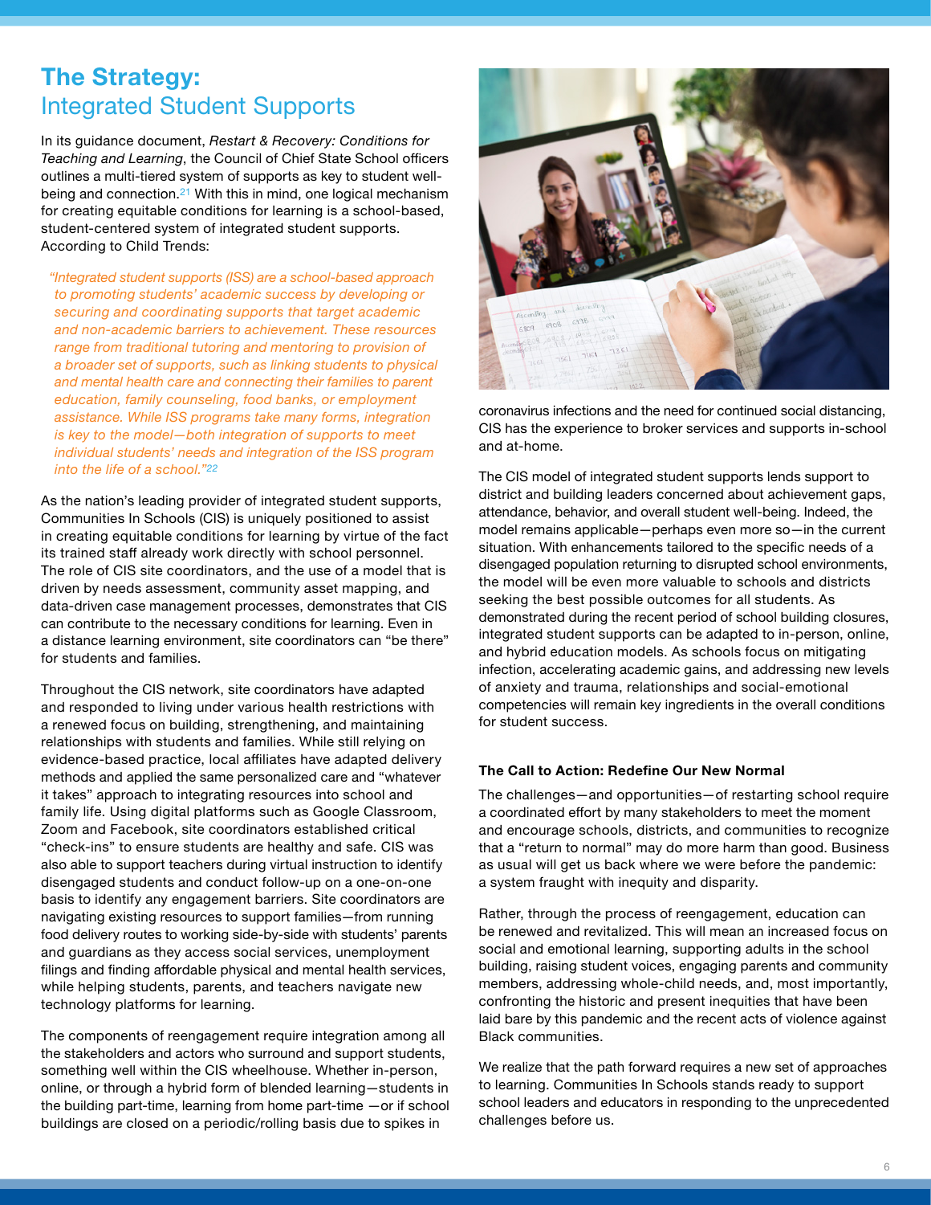# **The Strategy:** Integrated Student Supports

In its guidance document, *Restart & Recovery: Conditions for Teaching and Learning*, the Council of Chief State School officers outlines a multi-tiered system of supports as key to student well-being and connection.[21] With this in mind, one logical mechanism for creating equitable conditions for learning is a school-based, student-centered system of integrated student supports. According to Child Trends:

> *"Integrated student supports (ISS) are a school-based approach to promoting students' academic success by developing or securing and coordinating supports that target academic and non-academic barriers to achievement. These resources range from traditional tutoring and mentoring to provision of a broader set of supports, such as linking students to physical and mental health care and connecting their families to parent education, family counseling, food banks, or employment assistance. While ISS programs take many forms, integration is key to the model—both integration of supports to meet individual students' needs and integration of the ISS program into the life of a school."*[22]

As the nation's leading provider of integrated student supports, Communities In Schools (CIS) is uniquely positioned to assist in creating equitable conditions for learning by virtue of the fact its trained staff already work directly with school personnel. The role of CIS site coordinators, and the use of a model that is driven by needs assessment, community asset mapping, and data-driven case management processes, demonstrates that CIS can contribute to the necessary conditions for learning. Even in a distance learning environment, site coordinators can "be there" for students and families.

Throughout the CIS network, site coordinators have adapted and responded to living under various health restrictions with a renewed focus on building, strengthening, and maintaining relationships with students and families. While still relying on evidence-based practice, local affiliates have adapted delivery methods and applied the same personalized care and "whatever it takes" approach to integrating resources into school and family life. Using digital platforms such as Google Classroom, Zoom and Facebook, site coordinators established critical "check-ins" to ensure students are healthy and safe. CIS was also able to support teachers during virtual instruction to identify disengaged students and conduct follow-up on a one-on-one basis to identify any engagement barriers. Site coordinators are navigating existing resources to support families—from running food delivery routes to working side-by-side with students' parents and guardians as they access social services, unemployment filings and finding affordable physical and mental health services, while helping students, parents, and teachers navigate new technology platforms for learning.

The components of reengagement require integration among all the stakeholders and actors who surround and support students, something well within the CIS wheelhouse. Whether in-person, online, or through a hybrid form of blended learning—students in the building part-time, learning from home part-time —or if school buildings are closed on a periodic/rolling basis due to spikes in coronavirus infections and the need for continued social distancing, CIS has the experience to broker services and supports in-school and at-home.

The CIS model of integrated student supports lends support to district and building leaders concerned about achievement gaps, attendance, behavior, and overall student well-being. Indeed, the model remains applicable—perhaps even more so—in the current situation. With enhancements tailored to the specific needs of a disengaged population returning to disrupted school environments, the model will be even more valuable to schools and districts seeking the best possible outcomes for all students. As demonstrated during the recent period of school building closures, integrated student supports can be adapted to in-person, online, and hybrid education models. As schools focus on mitigating infection, accelerating academic gains, and addressing new levels of anxiety and trauma, relationships and social-emotional competencies will remain key ingredients in the overall conditions for student success.

### The Call to Action: Redefine Our New Normal

The challenges—and opportunities—of restarting school require a coordinated effort by many stakeholders to meet the moment and encourage schools, districts, and communities to recognize that a "return to normal" may do more harm than good. Business as usual will get us back where we were before the pandemic: a system fraught with inequity and disparity.

Rather, through the process of reengagement, education can be renewed and revitalized. This will mean an increased focus on social and emotional learning, supporting adults in the school building, raising student voices, engaging parents and community members, addressing whole-child needs, and, most importantly, confronting the historic and present inequities that have been laid bare by this pandemic and the recent acts of violence against Black communities.

We realize that the path forward requires a new set of approaches to learning. Communities In Schools stands ready to support school leaders and educators in responding to the unprecedented challenges before us.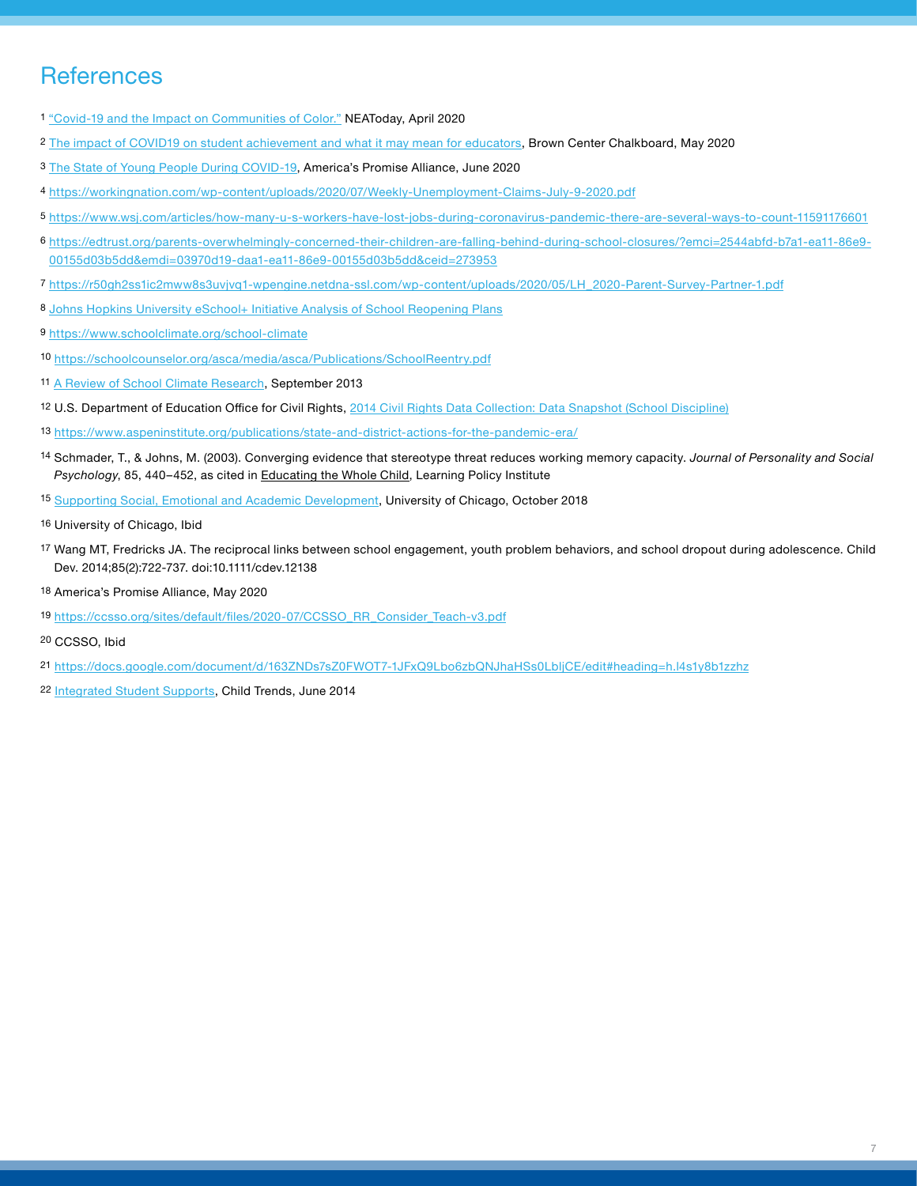# References

1. "Covid-19 and the Impact on Communities of Color." NEAToday, April 2020
2. The impact of COVID19 on student achievement and what it may mean for educators, Brown Center Chalkboard, May 2020
3. The State of Young People During COVID-19, America's Promise Alliance, June 2020
4. https://workingnation.com/wp-content/uploads/2020/07/Weekly-Unemployment-Claims-July-9-2020.pdf
5. https://www.wsj.com/articles/how-many-u-s-workers-have-lost-jobs-during-coronavirus-pandemic-there-are-several-ways-to-count-11591176601
6. https://edtrust.org/parents-overwhelmingly-concerned-their-children-are-falling-behind-during-school-closures/?emci=2544abfd-b7a1-ea11-86e9-00155d03b5dd&emdi=03970d19-daa1-ea11-86e9-00155d03b5dd&ceid=273953
7. https://r50gh2ss1ic2mww8s3uvjvq1-wpengine.netdna-ssl.com/wp-content/uploads/2020/05/LH_2020-Parent-Survey-Partner-1.pdf
8. Johns Hopkins University eSchool+ Initiative Analysis of School Reopening Plans
9. https://www.schoolclimate.org/school-climate
10. https://schoolcounselor.org/asca/media/asca/Publications/SchoolReentry.pdf
11. A Review of School Climate Research, September 2013
12. U.S. Department of Education Office for Civil Rights, 2014 Civil Rights Data Collection: Data Snapshot (School Discipline)
13. https://www.aspeninstitute.org/publications/state-and-district-actions-for-the-pandemic-era/
14. Schmader, T., & Johns, M. (2003). Converging evidence that stereotype threat reduces working memory capacity. *Journal of Personality and Social Psychology*, 85, 440–452, as cited in Educating the Whole Child, Learning Policy Institute
15. Supporting Social, Emotional and Academic Development, University of Chicago, October 2018
16. University of Chicago, Ibid
17. Wang MT, Fredricks JA. The reciprocal links between school engagement, youth problem behaviors, and school dropout during adolescence. Child Dev. 2014;85(2):722-737. doi:10.1111/cdev.12138
18. America's Promise Alliance, May 2020
19. https://ccsso.org/sites/default/files/2020-07/CCSSO_RR_Consider_Teach-v3.pdf
20. CCSSO, Ibid
21. https://docs.google.com/document/d/163ZNDs7sZ0FWOT7-1JFxQ9Lbo6zbQNJhaHSs0LbljCE/edit#heading=h.l4s1y8b1zzhz
22. Integrated Student Supports, Child Trends, June 2014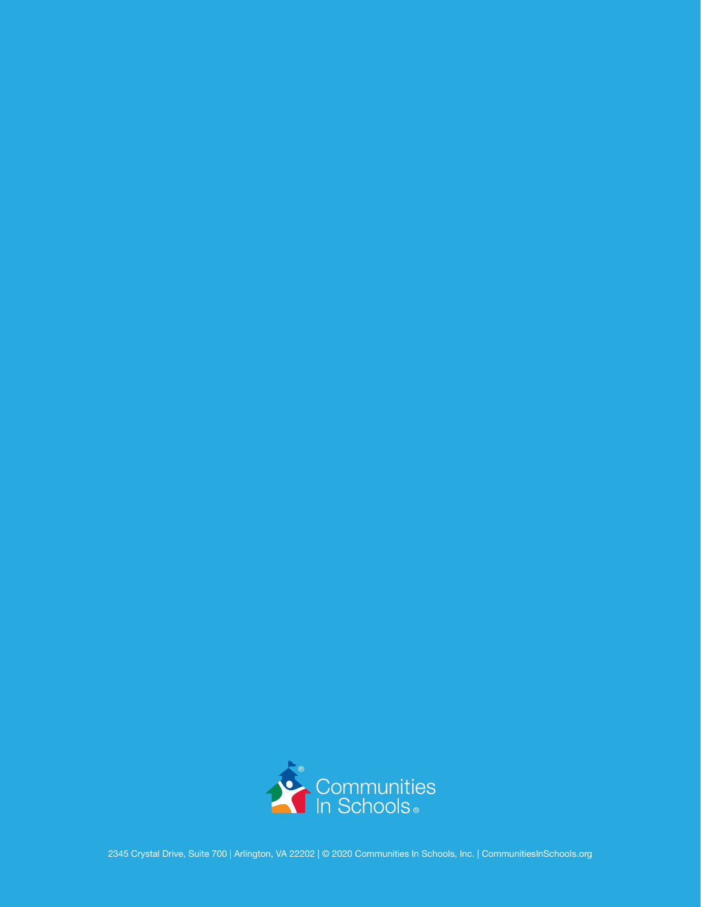Communities In Schools®

2345 Crystal Drive, Suite 700 | Arlington, VA 22202 | © 2020 Communities In Schools, Inc. | CommunitiesInSchools.org